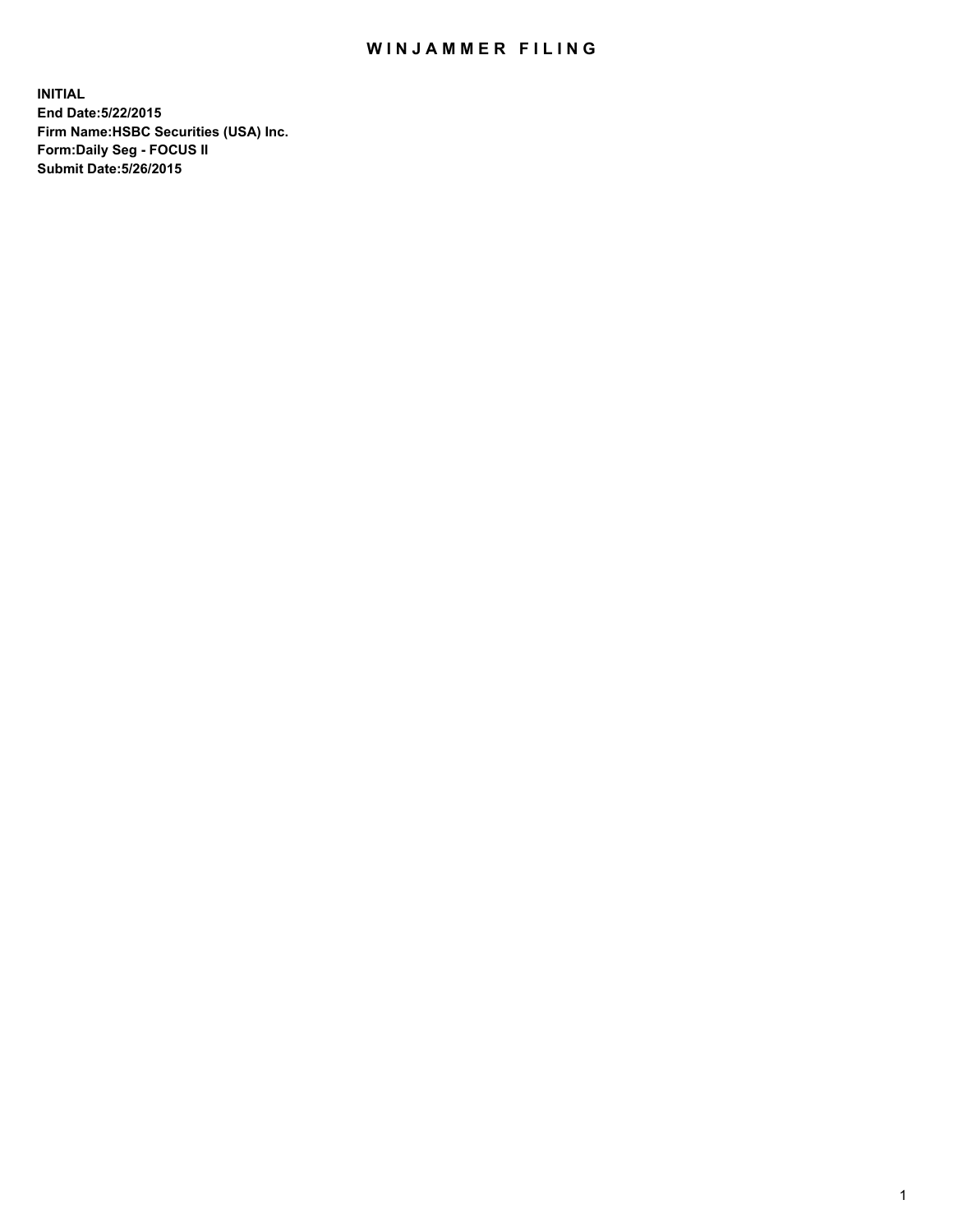# WINJAMMER FILING

**INITIAL**
**End Date:5/22/2015**
**Firm Name:HSBC Securities (USA) Inc.**
**Form:Daily Seg - FOCUS II**
**Submit Date:5/26/2015**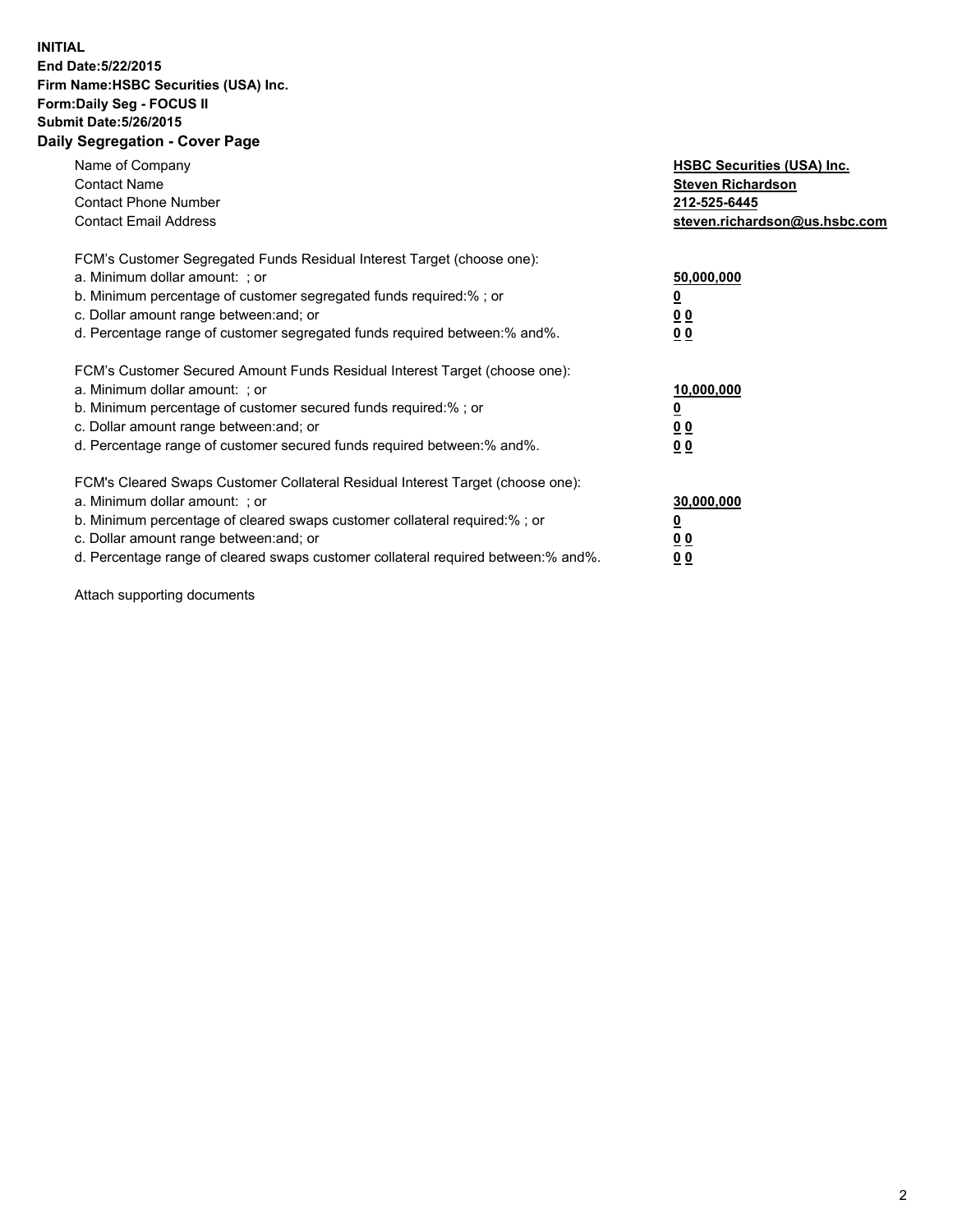**INITIAL**
**End Date:5/22/2015**
**Firm Name:HSBC Securities (USA) Inc.**
**Form:Daily Seg - FOCUS II**
**Submit Date:5/26/2015**

## Daily Segregation - Cover Page

| | |
|---|---|
| Name of Company | **HSBC Securities (USA) Inc.** |
| Contact Name | **Steven Richardson** |
| Contact Phone Number | **212-525-6445** |
| Contact Email Address | **steven.richardson@us.hsbc.com** |

| | |
|---|---|
| FCM's Customer Segregated Funds Residual Interest Target (choose one): | |
| a. Minimum dollar amount: ; or | **50,000,000** |
| b. Minimum percentage of customer segregated funds required:% ; or | **0** |
| c. Dollar amount range between:and; or | **0 0** |
| d. Percentage range of customer segregated funds required between:% and%. | **0 0** |

| | |
|---|---|
| FCM's Customer Secured Amount Funds Residual Interest Target (choose one): | |
| a. Minimum dollar amount: ; or | **10,000,000** |
| b. Minimum percentage of customer secured funds required:% ; or | **0** |
| c. Dollar amount range between:and; or | **0 0** |
| d. Percentage range of customer secured funds required between:% and%. | **0 0** |

| | |
|---|---|
| FCM's Cleared Swaps Customer Collateral Residual Interest Target (choose one): | |
| a. Minimum dollar amount: ; or | **30,000,000** |
| b. Minimum percentage of cleared swaps customer collateral required:% ; or | **0** |
| c. Dollar amount range between:and; or | **0 0** |
| d. Percentage range of cleared swaps customer collateral required between:% and%. | **0 0** |

Attach supporting documents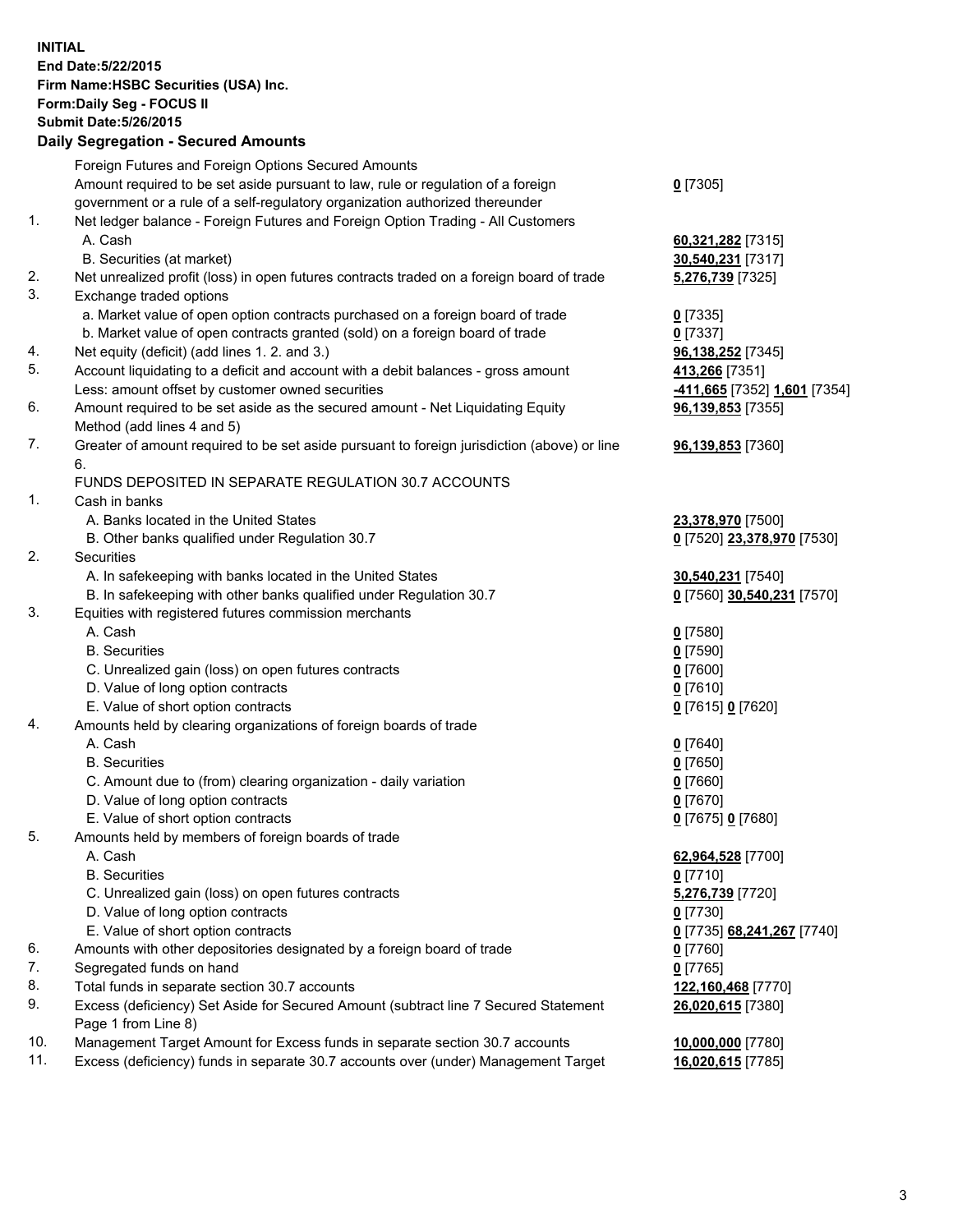**INITIAL**
**End Date:5/22/2015**
**Firm Name:HSBC Securities (USA) Inc.**
**Form:Daily Seg - FOCUS II**
**Submit Date:5/26/2015**

**Daily Segregation - Secured Amounts**

| | | |
|---|---|---|
| | Foreign Futures and Foreign Options Secured Amounts | |
| | Amount required to be set aside pursuant to law, rule or regulation of a foreign government or a rule of a self-regulatory organization authorized thereunder | **0** [7305] |
| 1. | Net ledger balance - Foreign Futures and Foreign Option Trading - All Customers | |
| | A. Cash | **60,321,282** [7315] |
| | B. Securities (at market) | **30,540,231** [7317] |
| 2. | Net unrealized profit (loss) in open futures contracts traded on a foreign board of trade | **5,276,739** [7325] |
| 3. | Exchange traded options | |
| | a. Market value of open option contracts purchased on a foreign board of trade | **0** [7335] |
| | b. Market value of open contracts granted (sold) on a foreign board of trade | **0** [7337] |
| 4. | Net equity (deficit) (add lines 1. 2. and 3.) | **96,138,252** [7345] |
| 5. | Account liquidating to a deficit and account with a debit balances - gross amount | **413,266** [7351] |
| | Less: amount offset by customer owned securities | **-411,665** [7352] **1,601** [7354] |
| 6. | Amount required to be set aside as the secured amount - Net Liquidating Equity Method (add lines 4 and 5) | **96,139,853** [7355] |
| 7. | Greater of amount required to be set aside pursuant to foreign jurisdiction (above) or line 6. | **96,139,853** [7360] |
| | FUNDS DEPOSITED IN SEPARATE REGULATION 30.7 ACCOUNTS | |
| 1. | Cash in banks | |
| | A. Banks located in the United States | **23,378,970** [7500] |
| | B. Other banks qualified under Regulation 30.7 | **0** [7520] **23,378,970** [7530] |
| 2. | Securities | |
| | A. In safekeeping with banks located in the United States | **30,540,231** [7540] |
| | B. In safekeeping with other banks qualified under Regulation 30.7 | **0** [7560] **30,540,231** [7570] |
| 3. | Equities with registered futures commission merchants | |
| | A. Cash | **0** [7580] |
| | B. Securities | **0** [7590] |
| | C. Unrealized gain (loss) on open futures contracts | **0** [7600] |
| | D. Value of long option contracts | **0** [7610] |
| | E. Value of short option contracts | **0** [7615] **0** [7620] |
| 4. | Amounts held by clearing organizations of foreign boards of trade | |
| | A. Cash | **0** [7640] |
| | B. Securities | **0** [7650] |
| | C. Amount due to (from) clearing organization - daily variation | **0** [7660] |
| | D. Value of long option contracts | **0** [7670] |
| | E. Value of short option contracts | **0** [7675] **0** [7680] |
| 5. | Amounts held by members of foreign boards of trade | |
| | A. Cash | **62,964,528** [7700] |
| | B. Securities | **0** [7710] |
| | C. Unrealized gain (loss) on open futures contracts | **5,276,739** [7720] |
| | D. Value of long option contracts | **0** [7730] |
| | E. Value of short option contracts | **0** [7735] **68,241,267** [7740] |
| 6. | Amounts with other depositories designated by a foreign board of trade | **0** [7760] |
| 7. | Segregated funds on hand | **0** [7765] |
| 8. | Total funds in separate section 30.7 accounts | **122,160,468** [7770] |
| 9. | Excess (deficiency) Set Aside for Secured Amount (subtract line 7 Secured Statement Page 1 from Line 8) | **26,020,615** [7380] |
| 10. | Management Target Amount for Excess funds in separate section 30.7 accounts | **10,000,000** [7780] |
| 11. | Excess (deficiency) funds in separate 30.7 accounts over (under) Management Target | **16,020,615** [7785] |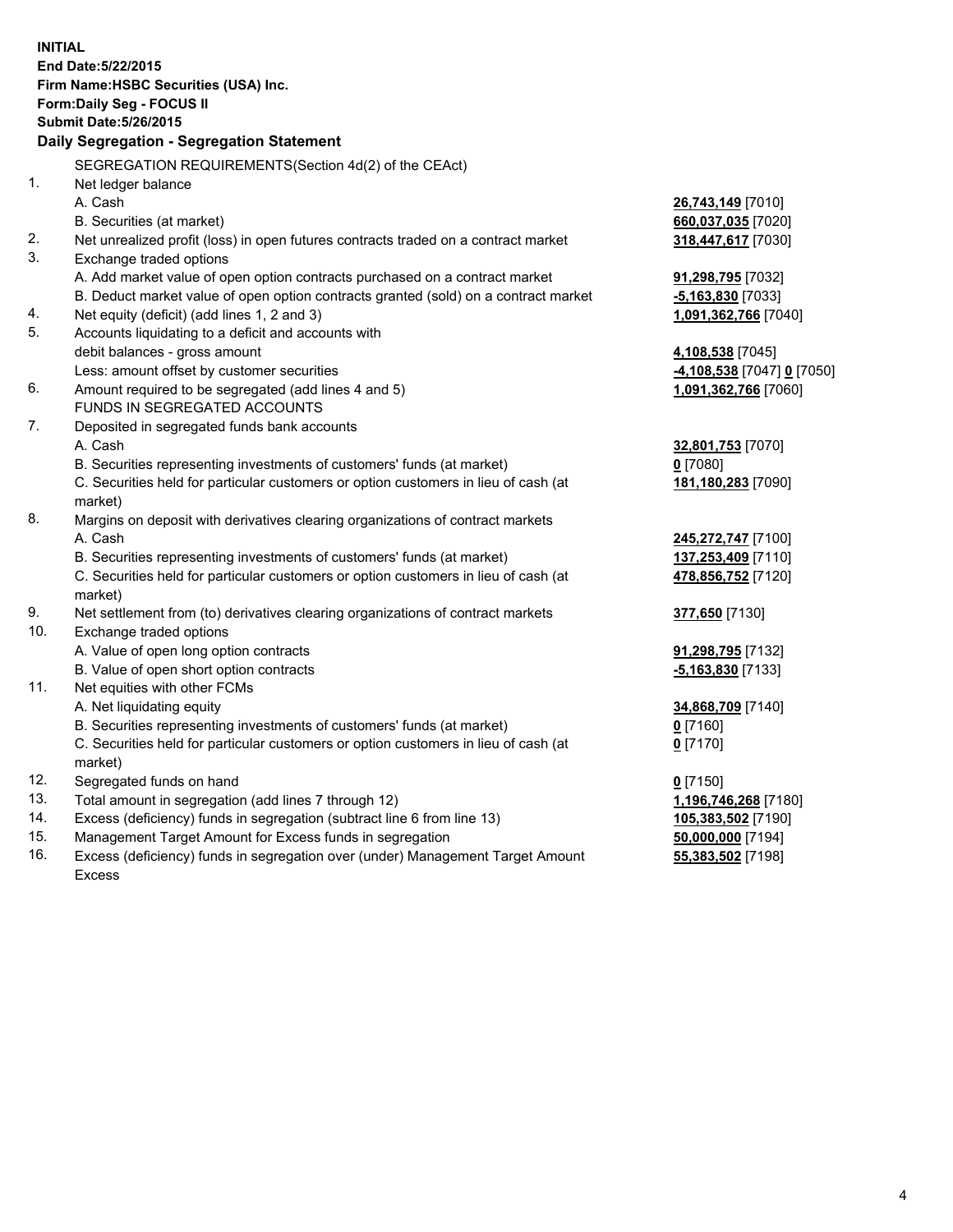**INITIAL**
**End Date:5/22/2015**
**Firm Name:HSBC Securities (USA) Inc.**
**Form:Daily Seg - FOCUS II**
**Submit Date:5/26/2015**

## Daily Segregation - Segregation Statement

| | | |
|---|---|---|
| | SEGREGATION REQUIREMENTS(Section 4d(2) of the CEAct) | |
| 1. | Net ledger balance | |
| | A. Cash | **26,743,149** [7010] |
| | B. Securities (at market) | **660,037,035** [7020] |
| 2. | Net unrealized profit (loss) in open futures contracts traded on a contract market | **318,447,617** [7030] |
| 3. | Exchange traded options | |
| | A. Add market value of open option contracts purchased on a contract market | **91,298,795** [7032] |
| | B. Deduct market value of open option contracts granted (sold) on a contract market | **-5,163,830** [7033] |
| 4. | Net equity (deficit) (add lines 1, 2 and 3) | **1,091,362,766** [7040] |
| 5. | Accounts liquidating to a deficit and accounts with | |
| | debit balances - gross amount | **4,108,538** [7045] |
| | Less: amount offset by customer securities | **-4,108,538** [7047] **0** [7050] |
| 6. | Amount required to be segregated (add lines 4 and 5) | **1,091,362,766** [7060] |
| | FUNDS IN SEGREGATED ACCOUNTS | |
| 7. | Deposited in segregated funds bank accounts | |
| | A. Cash | **32,801,753** [7070] |
| | B. Securities representing investments of customers' funds (at market) | **0** [7080] |
| | C. Securities held for particular customers or option customers in lieu of cash (at market) | **181,180,283** [7090] |
| 8. | Margins on deposit with derivatives clearing organizations of contract markets | |
| | A. Cash | **245,272,747** [7100] |
| | B. Securities representing investments of customers' funds (at market) | **137,253,409** [7110] |
| | C. Securities held for particular customers or option customers in lieu of cash (at market) | **478,856,752** [7120] |
| 9. | Net settlement from (to) derivatives clearing organizations of contract markets | **377,650** [7130] |
| 10. | Exchange traded options | |
| | A. Value of open long option contracts | **91,298,795** [7132] |
| | B. Value of open short option contracts | **-5,163,830** [7133] |
| 11. | Net equities with other FCMs | |
| | A. Net liquidating equity | **34,868,709** [7140] |
| | B. Securities representing investments of customers' funds (at market) | **0** [7160] |
| | C. Securities held for particular customers or option customers in lieu of cash (at market) | **0** [7170] |
| 12. | Segregated funds on hand | **0** [7150] |
| 13. | Total amount in segregation (add lines 7 through 12) | **1,196,746,268** [7180] |
| 14. | Excess (deficiency) funds in segregation (subtract line 6 from line 13) | **105,383,502** [7190] |
| 15. | Management Target Amount for Excess funds in segregation | **50,000,000** [7194] |
| 16. | Excess (deficiency) funds in segregation over (under) Management Target Amount Excess | **55,383,502** [7198] |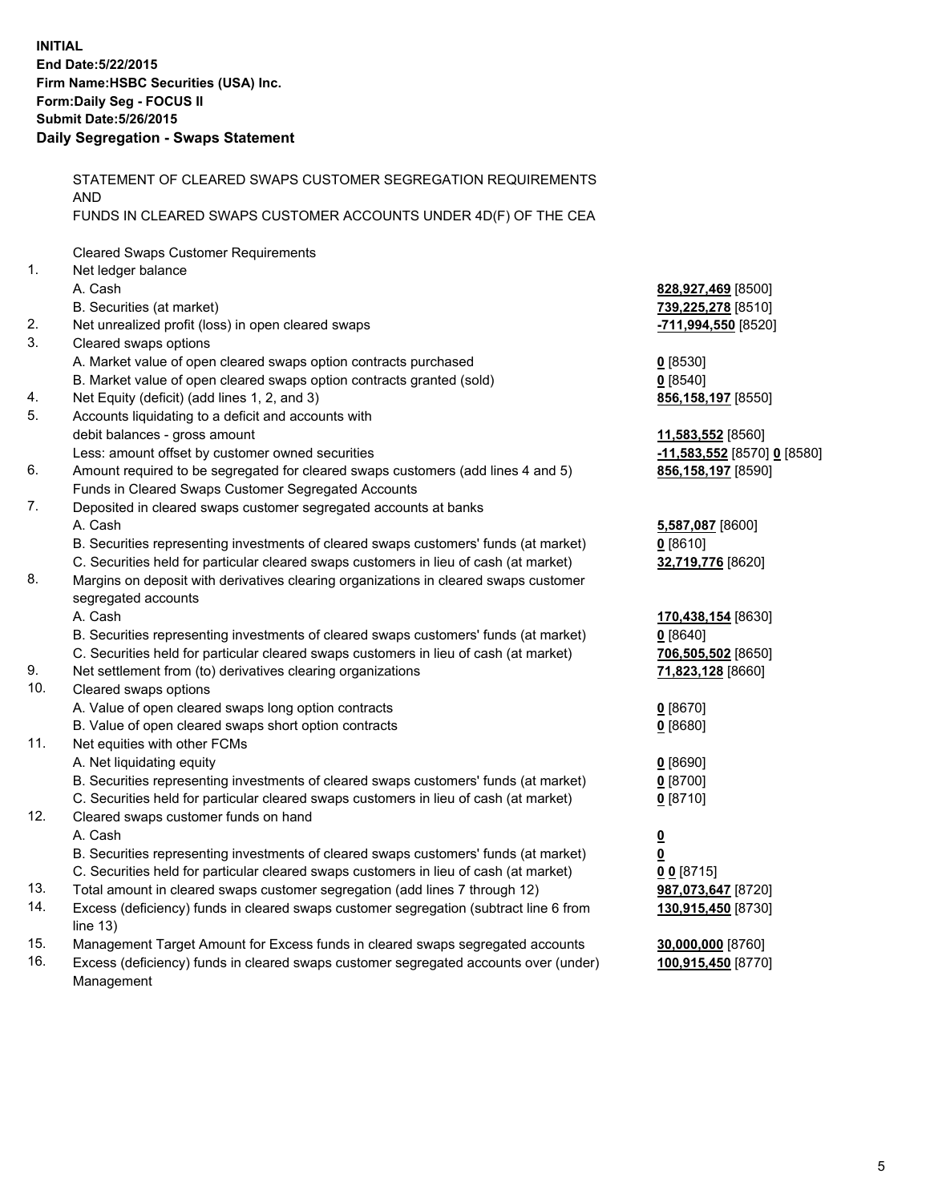**INITIAL**
**End Date:5/22/2015**
**Firm Name:HSBC Securities (USA) Inc.**
**Form:Daily Seg - FOCUS II**
**Submit Date:5/26/2015**
**Daily Segregation - Swaps Statement**

STATEMENT OF CLEARED SWAPS CUSTOMER SEGREGATION REQUIREMENTS AND FUNDS IN CLEARED SWAPS CUSTOMER ACCOUNTS UNDER 4D(F) OF THE CEA

| | | |
|---|---|---|
| | Cleared Swaps Customer Requirements | |
| 1. | Net ledger balance | |
| | A. Cash | **828,927,469** [8500] |
| | B. Securities (at market) | **739,225,278** [8510] |
| 2. | Net unrealized profit (loss) in open cleared swaps | **-711,994,550** [8520] |
| 3. | Cleared swaps options | |
| | A. Market value of open cleared swaps option contracts purchased | **0** [8530] |
| | B. Market value of open cleared swaps option contracts granted (sold) | **0** [8540] |
| 4. | Net Equity (deficit) (add lines 1, 2, and 3) | **856,158,197** [8550] |
| 5. | Accounts liquidating to a deficit and accounts with debit balances - gross amount | **11,583,552** [8560] |
| | Less: amount offset by customer owned securities | **-11,583,552** [8570] **0** [8580] |
| 6. | Amount required to be segregated for cleared swaps customers (add lines 4 and 5) | **856,158,197** [8590] |
| | Funds in Cleared Swaps Customer Segregated Accounts | |
| 7. | Deposited in cleared swaps customer segregated accounts at banks | |
| | A. Cash | **5,587,087** [8600] |
| | B. Securities representing investments of cleared swaps customers' funds (at market) | **0** [8610] |
| | C. Securities held for particular cleared swaps customers in lieu of cash (at market) | **32,719,776** [8620] |
| 8. | Margins on deposit with derivatives clearing organizations in cleared swaps customer segregated accounts | |
| | A. Cash | **170,438,154** [8630] |
| | B. Securities representing investments of cleared swaps customers' funds (at market) | **0** [8640] |
| | C. Securities held for particular cleared swaps customers in lieu of cash (at market) | **706,505,502** [8650] |
| 9. | Net settlement from (to) derivatives clearing organizations | **71,823,128** [8660] |
| 10. | Cleared swaps options | |
| | A. Value of open cleared swaps long option contracts | **0** [8670] |
| | B. Value of open cleared swaps short option contracts | **0** [8680] |
| 11. | Net equities with other FCMs | |
| | A. Net liquidating equity | **0** [8690] |
| | B. Securities representing investments of cleared swaps customers' funds (at market) | **0** [8700] |
| | C. Securities held for particular cleared swaps customers in lieu of cash (at market) | **0** [8710] |
| 12. | Cleared swaps customer funds on hand | |
| | A. Cash | **0** |
| | B. Securities representing investments of cleared swaps customers' funds (at market) | **0** |
| | C. Securities held for particular cleared swaps customers in lieu of cash (at market) | **0** **0** [8715] |
| 13. | Total amount in cleared swaps customer segregation (add lines 7 through 12) | **987,073,647** [8720] |
| 14. | Excess (deficiency) funds in cleared swaps customer segregation (subtract line 6 from line 13) | **130,915,450** [8730] |
| 15. | Management Target Amount for Excess funds in cleared swaps segregated accounts | **30,000,000** [8760] |
| 16. | Excess (deficiency) funds in cleared swaps customer segregated accounts over (under) Management | **100,915,450** [8770] |